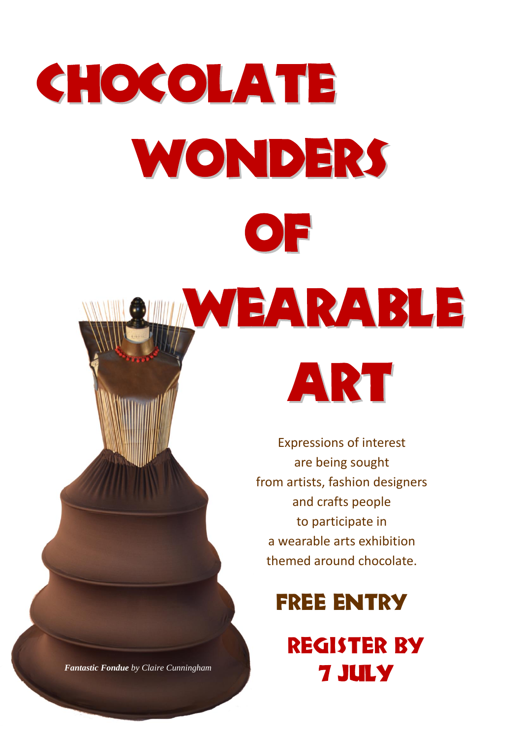# Chocolate Wonders of Wearable Art

Expressions of interest are being sought from artists, fashion designers and crafts people to participate in a wearable arts exhibition themed around chocolate.

## Free Entry

## Register by 7 July

***Fantastic Fondue*** *by Claire Cunningham*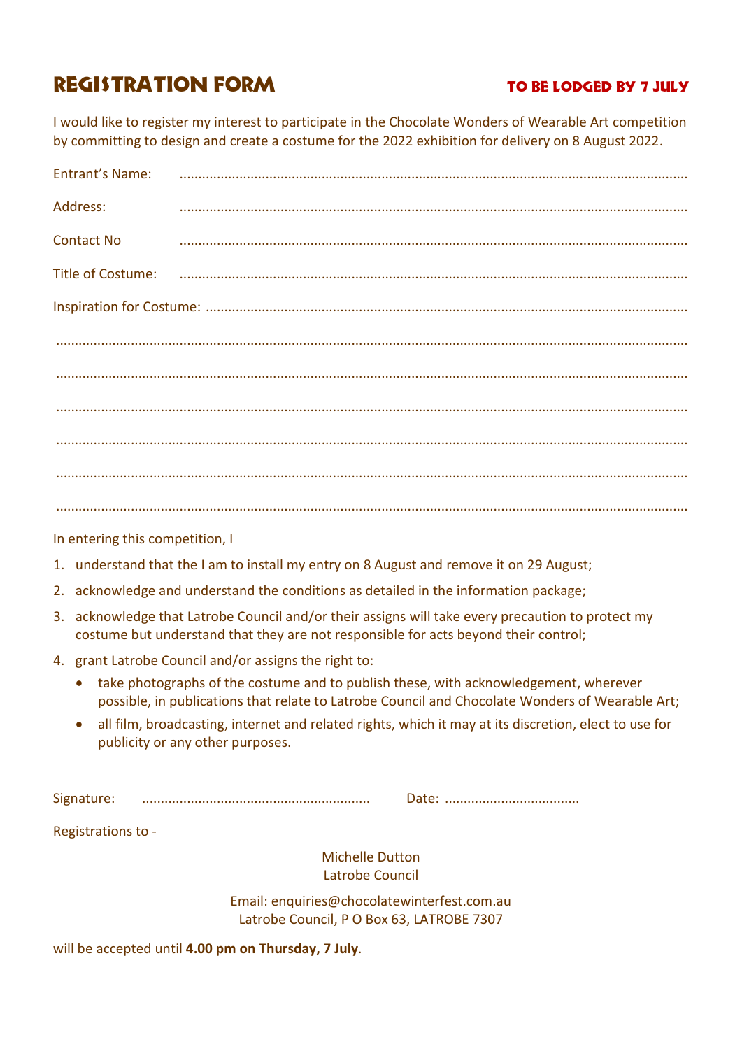# REGISTRATION FORM

**TO BE LODGED BY 7 JULY**

I would like to register my interest to participate in the Chocolate Wonders of Wearable Art competition by committing to design and create a costume for the 2022 exhibition for delivery on 8 August 2022.

Entrant's Name: ..........................................................................................................................

Address: ..........................................................................................................................

Contact No ..........................................................................................................................

Title of Costume: ..........................................................................................................................

Inspiration for Costume: ..........................................................................................................................

..........................................................................................................................................................

..........................................................................................................................................................

..........................................................................................................................................................

..........................................................................................................................................................

..........................................................................................................................................................

..........................................................................................................................................................

In entering this competition, I

1. understand that the I am to install my entry on 8 August and remove it on 29 August;
2. acknowledge and understand the conditions as detailed in the information package;
3. acknowledge that Latrobe Council and/or their assigns will take every precaution to protect my costume but understand that they are not responsible for acts beyond their control;
4. grant Latrobe Council and/or assigns the right to:
   - take photographs of the costume and to publish these, with acknowledgement, wherever possible, in publications that relate to Latrobe Council and Chocolate Wonders of Wearable Art;
   - all film, broadcasting, internet and related rights, which it may at its discretion, elect to use for publicity or any other purposes.

Signature: ............................................................ Date: ....................................

Registrations to -

Michelle Dutton
Latrobe Council

Email: enquiries@chocolatewinterfest.com.au
Latrobe Council, P O Box 63, LATROBE 7307

will be accepted until **4.00 pm on Thursday, 7 July**.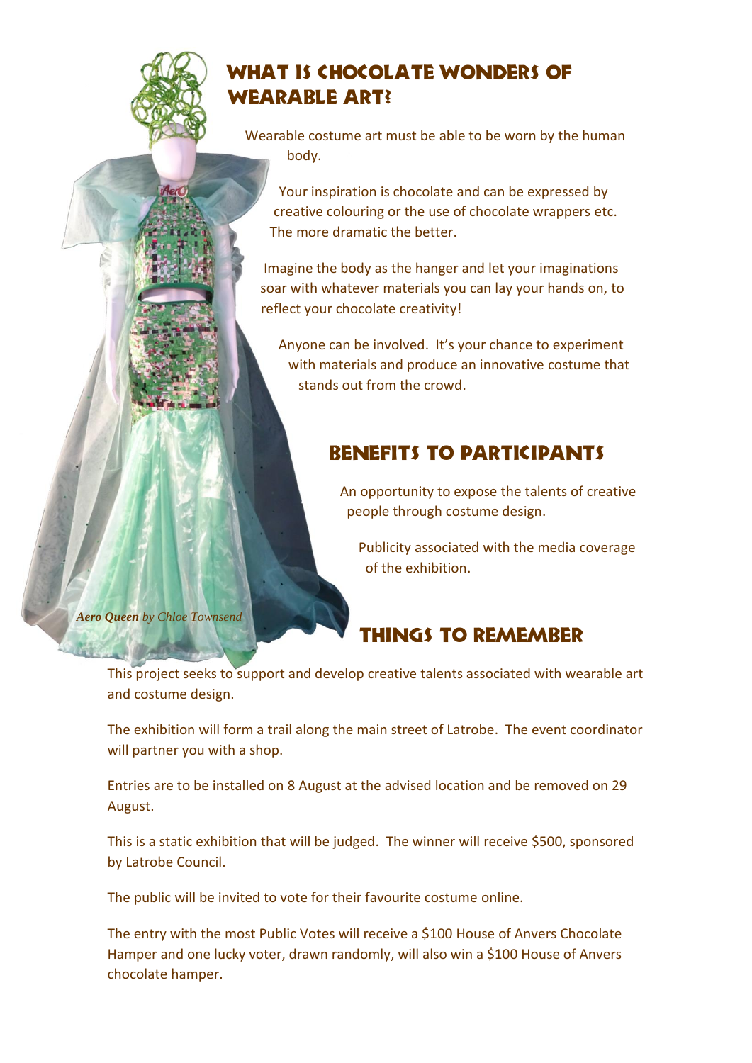## What is Chocolate Wonders of Wearable Art?

Wearable costume art must be able to be worn by the human body.

Your inspiration is chocolate and can be expressed by creative colouring or the use of chocolate wrappers etc. The more dramatic the better.

Imagine the body as the hanger and let your imaginations soar with whatever materials you can lay your hands on, to reflect your chocolate creativity!

Anyone can be involved. It's your chance to experiment with materials and produce an innovative costume that stands out from the crowd.

## Benefits to Participants

An opportunity to expose the talents of creative people through costume design.

Publicity associated with the media coverage of the exhibition.

***Aero Queen*** *by Chloe Townsend*

## Things to Remember

This project seeks to support and develop creative talents associated with wearable art and costume design.

The exhibition will form a trail along the main street of Latrobe. The event coordinator will partner you with a shop.

Entries are to be installed on 8 August at the advised location and be removed on 29 August.

This is a static exhibition that will be judged. The winner will receive $500, sponsored by Latrobe Council.

The public will be invited to vote for their favourite costume online.

The entry with the most Public Votes will receive a $100 House of Anvers Chocolate Hamper and one lucky voter, drawn randomly, will also win a $100 House of Anvers chocolate hamper.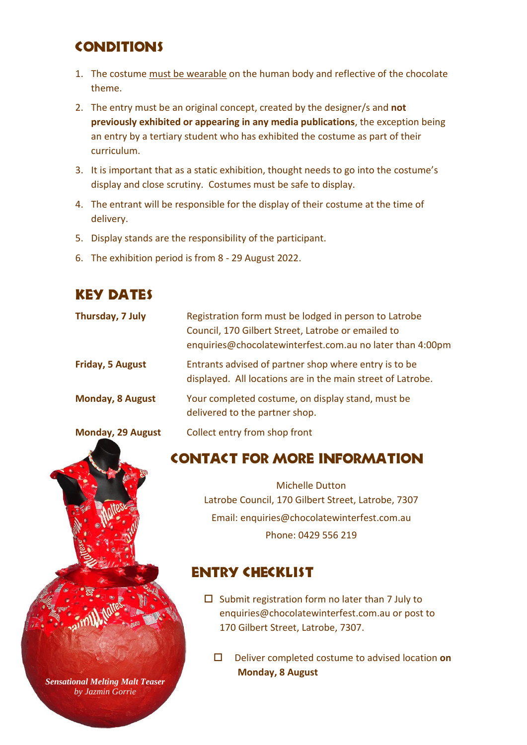## CONDITIONS

1. The costume must be wearable on the human body and reflective of the chocolate theme.
2. The entry must be an original concept, created by the designer/s and **not previously exhibited or appearing in any media publications**, the exception being an entry by a tertiary student who has exhibited the costume as part of their curriculum.
3. It is important that as a static exhibition, thought needs to go into the costume's display and close scrutiny. Costumes must be safe to display.
4. The entrant will be responsible for the display of their costume at the time of delivery.
5. Display stands are the responsibility of the participant.
6. The exhibition period is from 8 - 29 August 2022.

## KEY DATES

| | |
|---|---|
| **Thursday, 7 July** | Registration form must be lodged in person to Latrobe Council, 170 Gilbert Street, Latrobe or emailed to enquiries@chocolatewinterfest.com.au no later than 4:00pm |
| **Friday, 5 August** | Entrants advised of partner shop where entry is to be displayed. All locations are in the main street of Latrobe. |
| **Monday, 8 August** | Your completed costume, on display stand, must be delivered to the partner shop. |
| **Monday, 29 August** | Collect entry from shop front |

## CONTACT FOR MORE INFORMATION

Michelle Dutton
Latrobe Council, 170 Gilbert Street, Latrobe, 7307
Email: enquiries@chocolatewinterfest.com.au
Phone: 0429 556 219

## ENTRY CHECKLIST

- ☐ Submit registration form no later than 7 July to enquiries@chocolatewinterfest.com.au or post to 170 Gilbert Street, Latrobe, 7307.
- ☐ Deliver completed costume to advised location **on Monday, 8 August**

***Sensational Melting Malt Teaser***
*by Jazmin Gorrie*